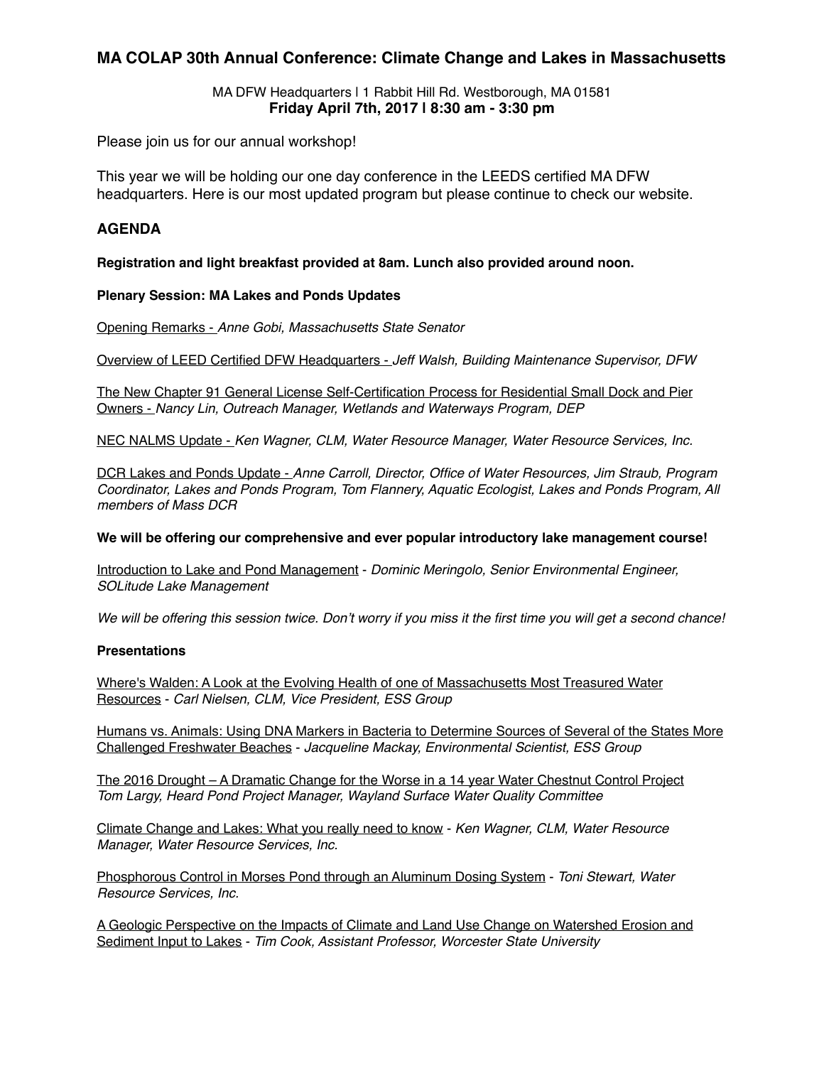# MA COLAP 30th Annual Conference: Climate Change and Lakes in Massachusetts

MA DFW Headquarters | 1 Rabbit Hill Rd. Westborough, MA 01581

**Friday April 7th, 2017 | 8:30 am - 3:30 pm**

Please join us for our annual workshop!

This year we will be holding our one day conference in the LEEDS certified MA DFW headquarters. Here is our most updated program but please continue to check our website.

## AGENDA

**Registration and light breakfast provided at 8am. Lunch also provided around noon.**

**Plenary Session: MA Lakes and Ponds Updates**

Opening Remarks - *Anne Gobi, Massachusetts State Senator*

Overview of LEED Certified DFW Headquarters - *Jeff Walsh, Building Maintenance Supervisor, DFW*

The New Chapter 91 General License Self-Certification Process for Residential Small Dock and Pier Owners - *Nancy Lin, Outreach Manager, Wetlands and Waterways Program, DEP*

NEC NALMS Update - *Ken Wagner, CLM, Water Resource Manager, Water Resource Services, Inc.*

DCR Lakes and Ponds Update - *Anne Carroll, Director, Office of Water Resources, Jim Straub, Program Coordinator, Lakes and Ponds Program, Tom Flannery, Aquatic Ecologist, Lakes and Ponds Program, All members of Mass DCR*

**We will be offering our comprehensive and ever popular introductory lake management course!**

Introduction to Lake and Pond Management - *Dominic Meringolo, Senior Environmental Engineer, SOLitude Lake Management*

*We will be offering this session twice. Don't worry if you miss it the first time you will get a second chance!*

**Presentations**

Where's Walden: A Look at the Evolving Health of one of Massachusetts Most Treasured Water Resources - *Carl Nielsen, CLM, Vice President, ESS Group*

Humans vs. Animals: Using DNA Markers in Bacteria to Determine Sources of Several of the States More Challenged Freshwater Beaches - *Jacqueline Mackay, Environmental Scientist, ESS Group*

The 2016 Drought – A Dramatic Change for the Worse in a 14 year Water Chestnut Control Project
*Tom Largy, Heard Pond Project Manager, Wayland Surface Water Quality Committee*

Climate Change and Lakes: What you really need to know - *Ken Wagner, CLM, Water Resource Manager, Water Resource Services, Inc.*

Phosphorous Control in Morses Pond through an Aluminum Dosing System - *Toni Stewart, Water Resource Services, Inc.*

A Geologic Perspective on the Impacts of Climate and Land Use Change on Watershed Erosion and Sediment Input to Lakes - *Tim Cook, Assistant Professor, Worcester State University*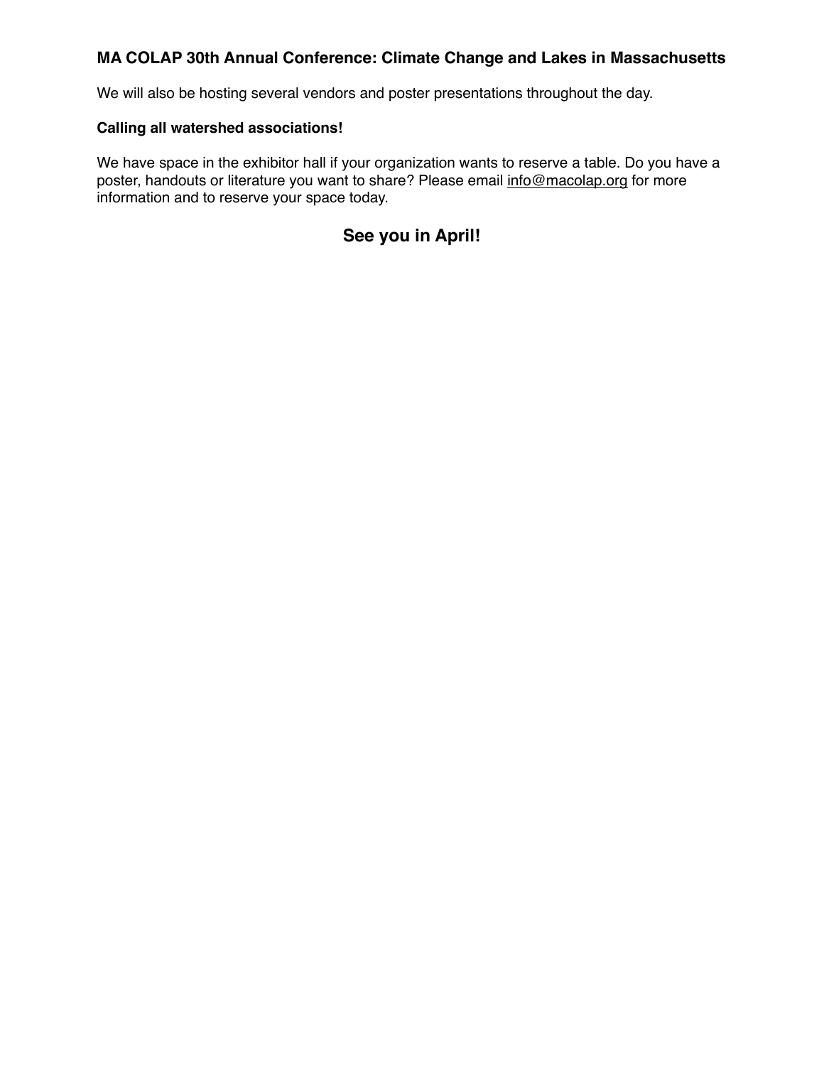**MA COLAP 30th Annual Conference: Climate Change and Lakes in Massachusetts**

We will also be hosting several vendors and poster presentations throughout the day.

**Calling all watershed associations!**

We have space in the exhibitor hall if your organization wants to reserve a table. Do you have a poster, handouts or literature you want to share? Please email info@macolap.org for more information and to reserve your space today.

## See you in April!